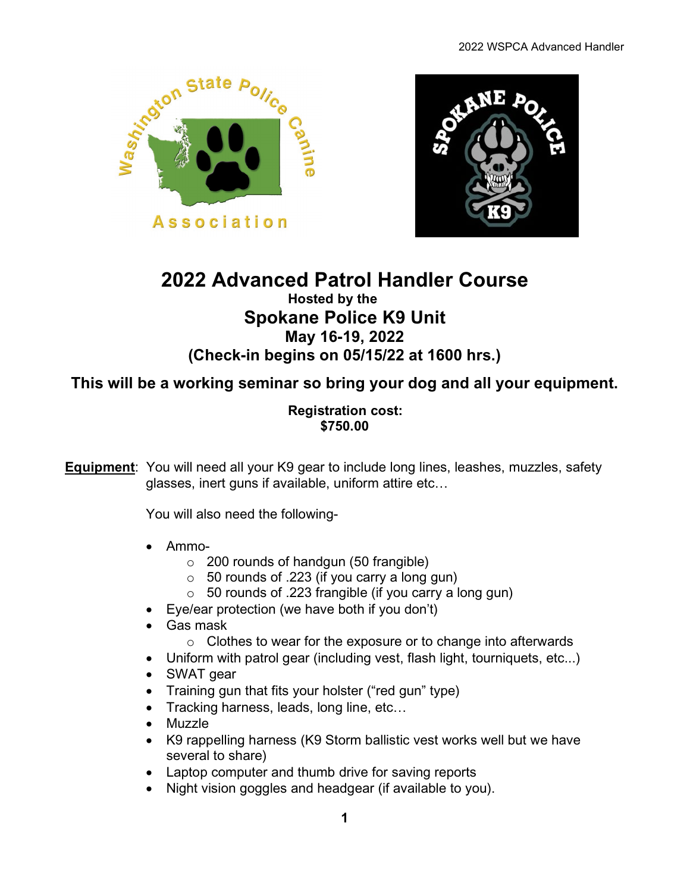# 2022 Advanced Patrol Handler Course

**Hosted by the**

## Spokane Police K9 Unit

**May 16-19, 2022**

**(Check-in begins on 05/15/22 at 1600 hrs.)**

**This will be a working seminar so bring your dog and all your equipment.**

**Registration cost:**
**$750.00**

**Equipment**: You will need all your K9 gear to include long lines, leashes, muzzles, safety glasses, inert guns if available, uniform attire etc…

You will also need the following-

- Ammo-
  - 200 rounds of handgun (50 frangible)
  - 50 rounds of .223 (if you carry a long gun)
  - 50 rounds of .223 frangible (if you carry a long gun)
- Eye/ear protection (we have both if you don't)
- Gas mask
  - Clothes to wear for the exposure or to change into afterwards
- Uniform with patrol gear (including vest, flash light, tourniquets, etc...)
- SWAT gear
- Training gun that fits your holster ("red gun" type)
- Tracking harness, leads, long line, etc…
- Muzzle
- K9 rappelling harness (K9 Storm ballistic vest works well but we have several to share)
- Laptop computer and thumb drive for saving reports
- Night vision goggles and headgear (if available to you).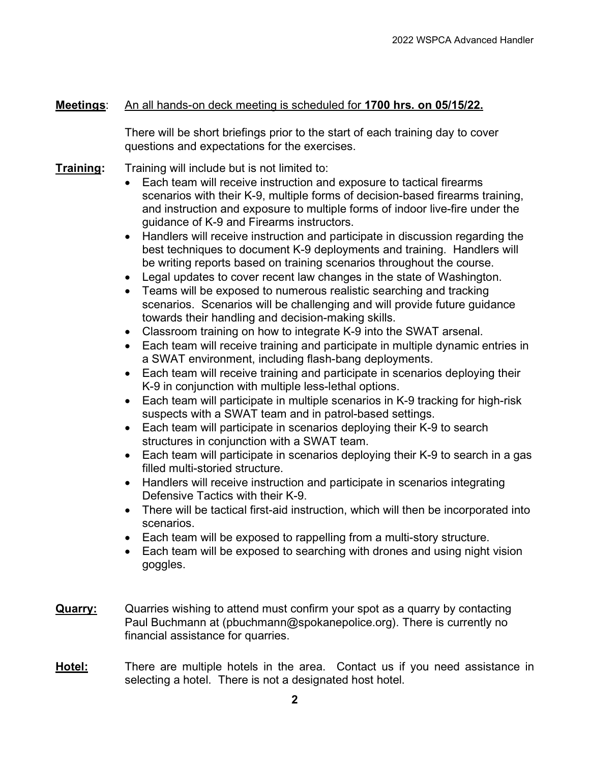**Meetings**: An all hands-on deck meeting is scheduled for **1700 hrs. on 05/15/22.**

There will be short briefings prior to the start of each training day to cover questions and expectations for the exercises.

**Training:** Training will include but is not limited to:

- Each team will receive instruction and exposure to tactical firearms scenarios with their K-9, multiple forms of decision-based firearms training, and instruction and exposure to multiple forms of indoor live-fire under the guidance of K-9 and Firearms instructors.
- Handlers will receive instruction and participate in discussion regarding the best techniques to document K-9 deployments and training. Handlers will be writing reports based on training scenarios throughout the course.
- Legal updates to cover recent law changes in the state of Washington.
- Teams will be exposed to numerous realistic searching and tracking scenarios. Scenarios will be challenging and will provide future guidance towards their handling and decision-making skills.
- Classroom training on how to integrate K-9 into the SWAT arsenal.
- Each team will receive training and participate in multiple dynamic entries in a SWAT environment, including flash-bang deployments.
- Each team will receive training and participate in scenarios deploying their K-9 in conjunction with multiple less-lethal options.
- Each team will participate in multiple scenarios in K-9 tracking for high-risk suspects with a SWAT team and in patrol-based settings.
- Each team will participate in scenarios deploying their K-9 to search structures in conjunction with a SWAT team.
- Each team will participate in scenarios deploying their K-9 to search in a gas filled multi-storied structure.
- Handlers will receive instruction and participate in scenarios integrating Defensive Tactics with their K-9.
- There will be tactical first-aid instruction, which will then be incorporated into scenarios.
- Each team will be exposed to rappelling from a multi-story structure.
- Each team will be exposed to searching with drones and using night vision goggles.

**Quarry:** Quarries wishing to attend must confirm your spot as a quarry by contacting Paul Buchmann at (pbuchmann@spokanepolice.org). There is currently no financial assistance for quarries.

**Hotel:** There are multiple hotels in the area. Contact us if you need assistance in selecting a hotel. There is not a designated host hotel.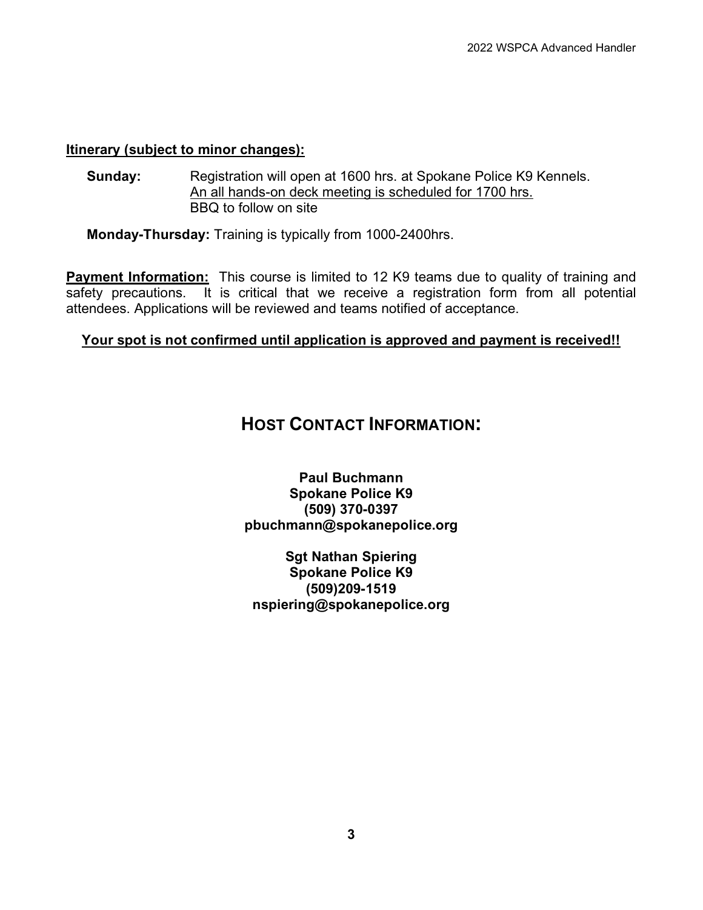**Itinerary (subject to minor changes):**

**Sunday:** Registration will open at 1600 hrs. at Spokane Police K9 Kennels.
An all hands-on deck meeting is scheduled for 1700 hrs.
BBQ to follow on site

**Monday-Thursday:** Training is typically from 1000-2400hrs.

**Payment Information:** This course is limited to 12 K9 teams due to quality of training and safety precautions. It is critical that we receive a registration form from all potential attendees. Applications will be reviewed and teams notified of acceptance.

**Your spot is not confirmed until application is approved and payment is received!!**

## HOST CONTACT INFORMATION:

**Paul Buchmann**
**Spokane Police K9**
**(509) 370-0397**
**pbuchmann@spokanepolice.org**

**Sgt Nathan Spiering**
**Spokane Police K9**
**(509)209-1519**
**nspiering@spokanepolice.org**